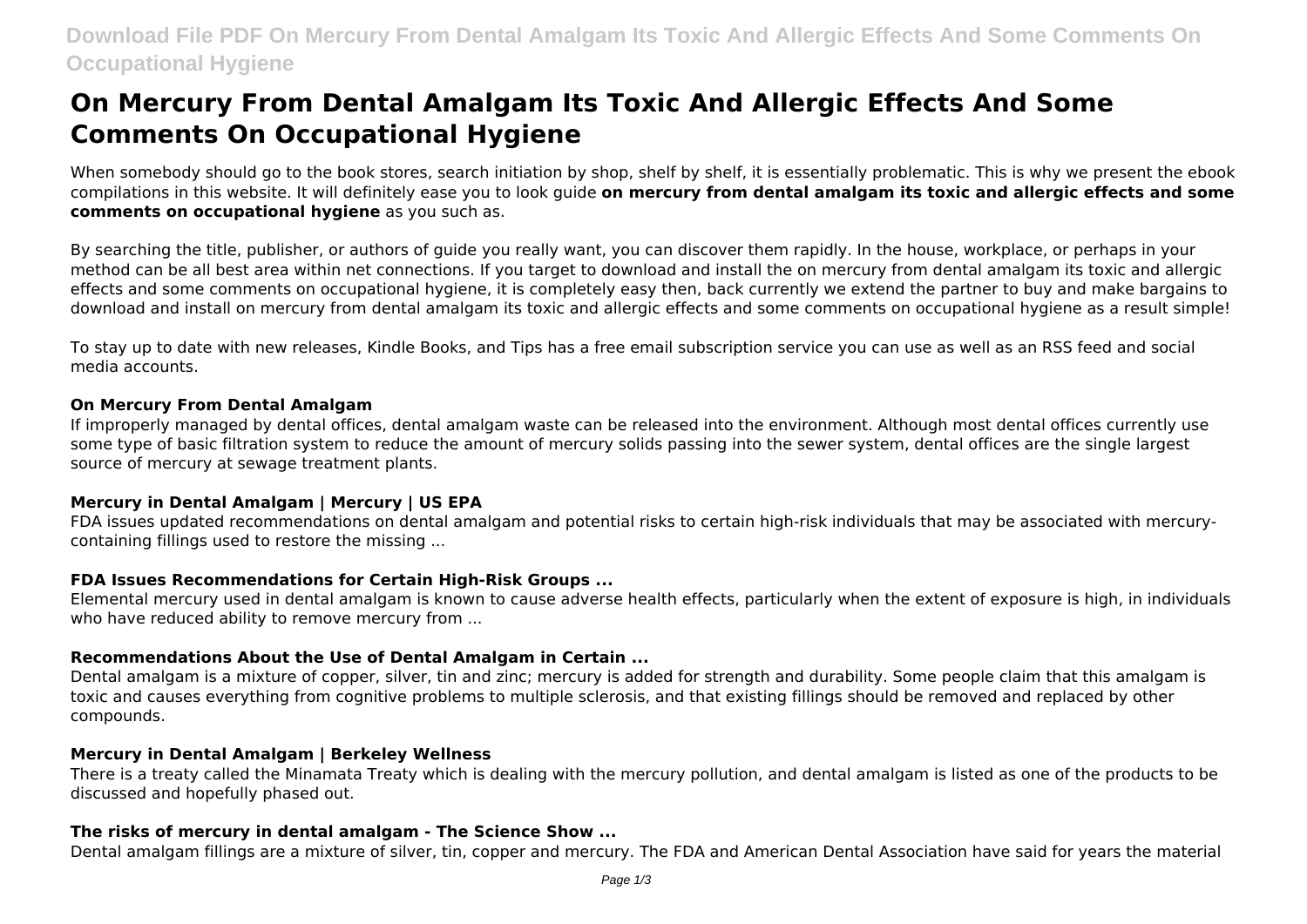# On Mercury From Dental Amalgam Its Toxic And Allergic Effects And Some Comments On Occupational Hygiene

When somebody should go to the book stores, search initiation by shop, shelf by shelf, it is essentially problematic. This is why we present the ebook compilations in this website. It will definitely ease you to look guide **on mercury from dental amalgam its toxic and allergic effects and some comments on occupational hygiene** as you such as.

By searching the title, publisher, or authors of guide you really want, you can discover them rapidly. In the house, workplace, or perhaps in your method can be all best area within net connections. If you target to download and install the on mercury from dental amalgam its toxic and allergic effects and some comments on occupational hygiene, it is completely easy then, back currently we extend the partner to buy and make bargains to download and install on mercury from dental amalgam its toxic and allergic effects and some comments on occupational hygiene as a result simple!

To stay up to date with new releases, Kindle Books, and Tips has a free email subscription service you can use as well as an RSS feed and social media accounts.

### On Mercury From Dental Amalgam

If improperly managed by dental offices, dental amalgam waste can be released into the environment. Although most dental offices currently use some type of basic filtration system to reduce the amount of mercury solids passing into the sewer system, dental offices are the single largest source of mercury at sewage treatment plants.

### Mercury in Dental Amalgam | Mercury | US EPA

FDA issues updated recommendations on dental amalgam and potential risks to certain high-risk individuals that may be associated with mercury-containing fillings used to restore the missing ...

### FDA Issues Recommendations for Certain High-Risk Groups ...

Elemental mercury used in dental amalgam is known to cause adverse health effects, particularly when the extent of exposure is high, in individuals who have reduced ability to remove mercury from ...

### Recommendations About the Use of Dental Amalgam in Certain ...

Dental amalgam is a mixture of copper, silver, tin and zinc; mercury is added for strength and durability. Some people claim that this amalgam is toxic and causes everything from cognitive problems to multiple sclerosis, and that existing fillings should be removed and replaced by other compounds.

### Mercury in Dental Amalgam | Berkeley Wellness

There is a treaty called the Minamata Treaty which is dealing with the mercury pollution, and dental amalgam is listed as one of the products to be discussed and hopefully phased out.

### The risks of mercury in dental amalgam - The Science Show ...

Dental amalgam fillings are a mixture of silver, tin, copper and mercury. The FDA and American Dental Association have said for years the material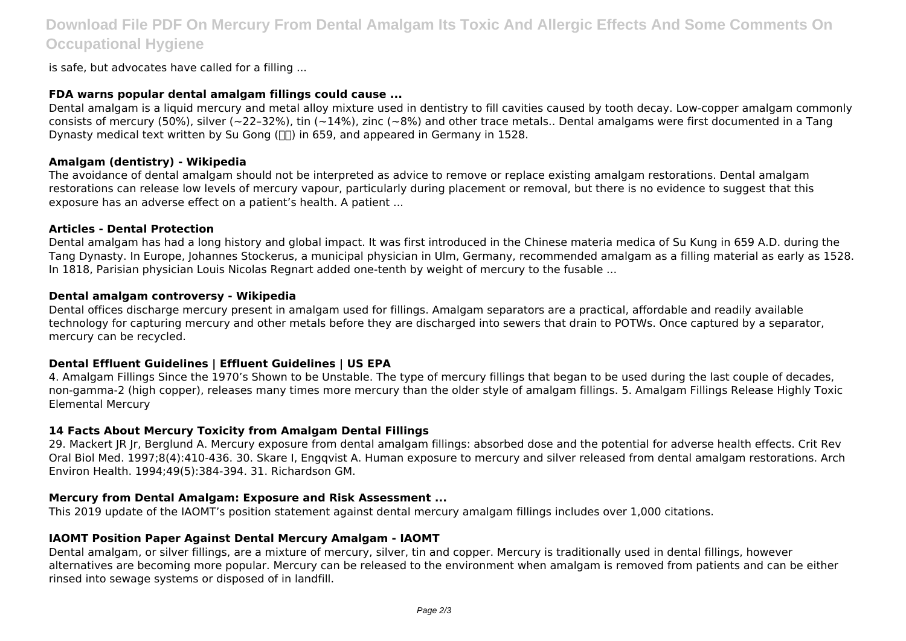is safe, but advocates have called for a filling ...

### FDA warns popular dental amalgam fillings could cause ...

Dental amalgam is a liquid mercury and metal alloy mixture used in dentistry to fill cavities caused by tooth decay. Low-copper amalgam commonly consists of mercury (50%), silver (~22–32%), tin (~14%), zinc (~8%) and other trace metals.. Dental amalgams were first documented in a Tang Dynasty medical text written by Su Gong (苏恭) in 659, and appeared in Germany in 1528.

### Amalgam (dentistry) - Wikipedia

The avoidance of dental amalgam should not be interpreted as advice to remove or replace existing amalgam restorations. Dental amalgam restorations can release low levels of mercury vapour, particularly during placement or removal, but there is no evidence to suggest that this exposure has an adverse effect on a patient's health. A patient ...

### Articles - Dental Protection

Dental amalgam has had a long history and global impact. It was first introduced in the Chinese materia medica of Su Kung in 659 A.D. during the Tang Dynasty. In Europe, Johannes Stockerus, a municipal physician in Ulm, Germany, recommended amalgam as a filling material as early as 1528. In 1818, Parisian physician Louis Nicolas Regnart added one-tenth by weight of mercury to the fusable ...

### Dental amalgam controversy - Wikipedia

Dental offices discharge mercury present in amalgam used for fillings. Amalgam separators are a practical, affordable and readily available technology for capturing mercury and other metals before they are discharged into sewers that drain to POTWs. Once captured by a separator, mercury can be recycled.

### Dental Effluent Guidelines | Effluent Guidelines | US EPA

4. Amalgam Fillings Since the 1970's Shown to be Unstable. The type of mercury fillings that began to be used during the last couple of decades, non-gamma-2 (high copper), releases many times more mercury than the older style of amalgam fillings. 5. Amalgam Fillings Release Highly Toxic Elemental Mercury

### 14 Facts About Mercury Toxicity from Amalgam Dental Fillings

29. Mackert JR Jr, Berglund A. Mercury exposure from dental amalgam fillings: absorbed dose and the potential for adverse health effects. Crit Rev Oral Biol Med. 1997;8(4):410-436. 30. Skare I, Engqvist A. Human exposure to mercury and silver released from dental amalgam restorations. Arch Environ Health. 1994;49(5):384-394. 31. Richardson GM.

### Mercury from Dental Amalgam: Exposure and Risk Assessment ...

This 2019 update of the IAOMT's position statement against dental mercury amalgam fillings includes over 1,000 citations.

### IAOMT Position Paper Against Dental Mercury Amalgam - IAOMT

Dental amalgam, or silver fillings, are a mixture of mercury, silver, tin and copper. Mercury is traditionally used in dental fillings, however alternatives are becoming more popular. Mercury can be released to the environment when amalgam is removed from patients and can be either rinsed into sewage systems or disposed of in landfill.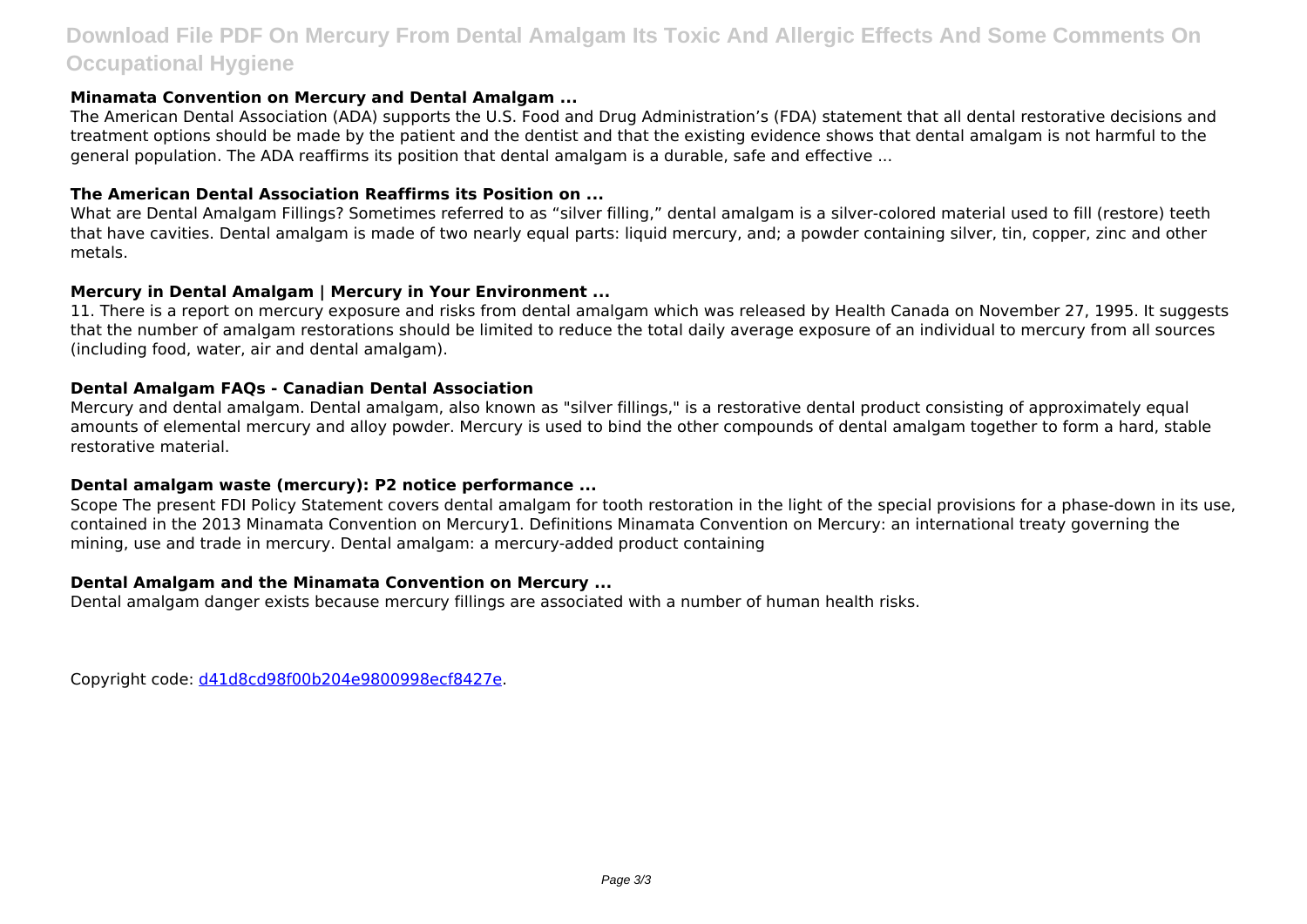### Minamata Convention on Mercury and Dental Amalgam ...

The American Dental Association (ADA) supports the U.S. Food and Drug Administration's (FDA) statement that all dental restorative decisions and treatment options should be made by the patient and the dentist and that the existing evidence shows that dental amalgam is not harmful to the general population. The ADA reaffirms its position that dental amalgam is a durable, safe and effective ...

### The American Dental Association Reaffirms its Position on ...

What are Dental Amalgam Fillings? Sometimes referred to as "silver filling," dental amalgam is a silver-colored material used to fill (restore) teeth that have cavities. Dental amalgam is made of two nearly equal parts: liquid mercury, and; a powder containing silver, tin, copper, zinc and other metals.

### Mercury in Dental Amalgam | Mercury in Your Environment ...

11. There is a report on mercury exposure and risks from dental amalgam which was released by Health Canada on November 27, 1995. It suggests that the number of amalgam restorations should be limited to reduce the total daily average exposure of an individual to mercury from all sources (including food, water, air and dental amalgam).

### Dental Amalgam FAQs - Canadian Dental Association

Mercury and dental amalgam. Dental amalgam, also known as "silver fillings," is a restorative dental product consisting of approximately equal amounts of elemental mercury and alloy powder. Mercury is used to bind the other compounds of dental amalgam together to form a hard, stable restorative material.

### Dental amalgam waste (mercury): P2 notice performance ...

Scope The present FDI Policy Statement covers dental amalgam for tooth restoration in the light of the special provisions for a phase-down in its use, contained in the 2013 Minamata Convention on Mercury1. Definitions Minamata Convention on Mercury: an international treaty governing the mining, use and trade in mercury. Dental amalgam: a mercury-added product containing

### Dental Amalgam and the Minamata Convention on Mercury ...

Dental amalgam danger exists because mercury fillings are associated with a number of human health risks.

Copyright code: d41d8cd98f00b204e9800998ecf8427e.